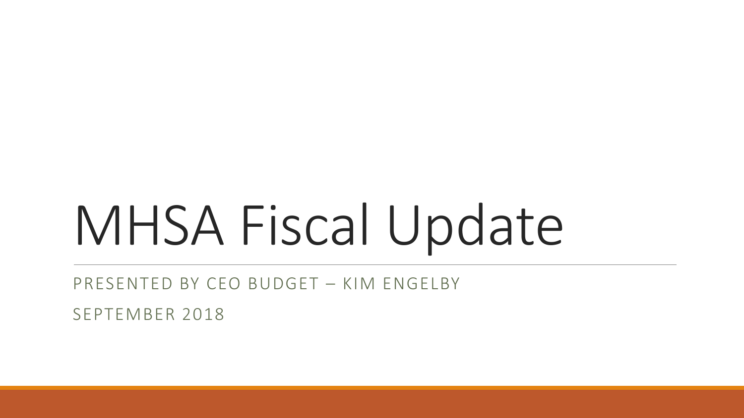# MHSA Fiscal Update

PRESENTED BY CEO BUDGET – KIM ENGELBY

SEPTEMBER 2018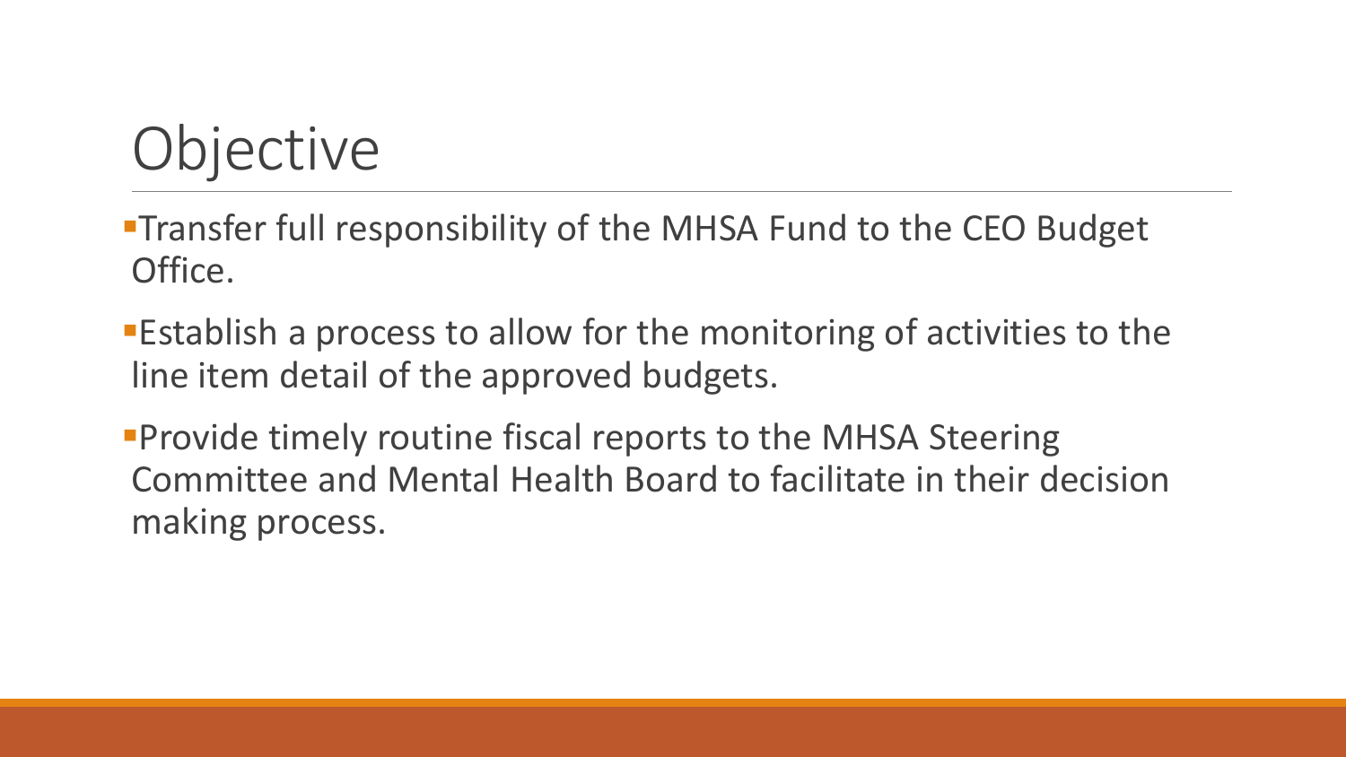# Objective

- Transfer full responsibility of the MHSA Fund to the CEO Budget Office.
- Establish a process to allow for the monitoring of activities to the line item detail of the approved budgets.
- Provide timely routine fiscal reports to the MHSA Steering Committee and Mental Health Board to facilitate in their decision making process.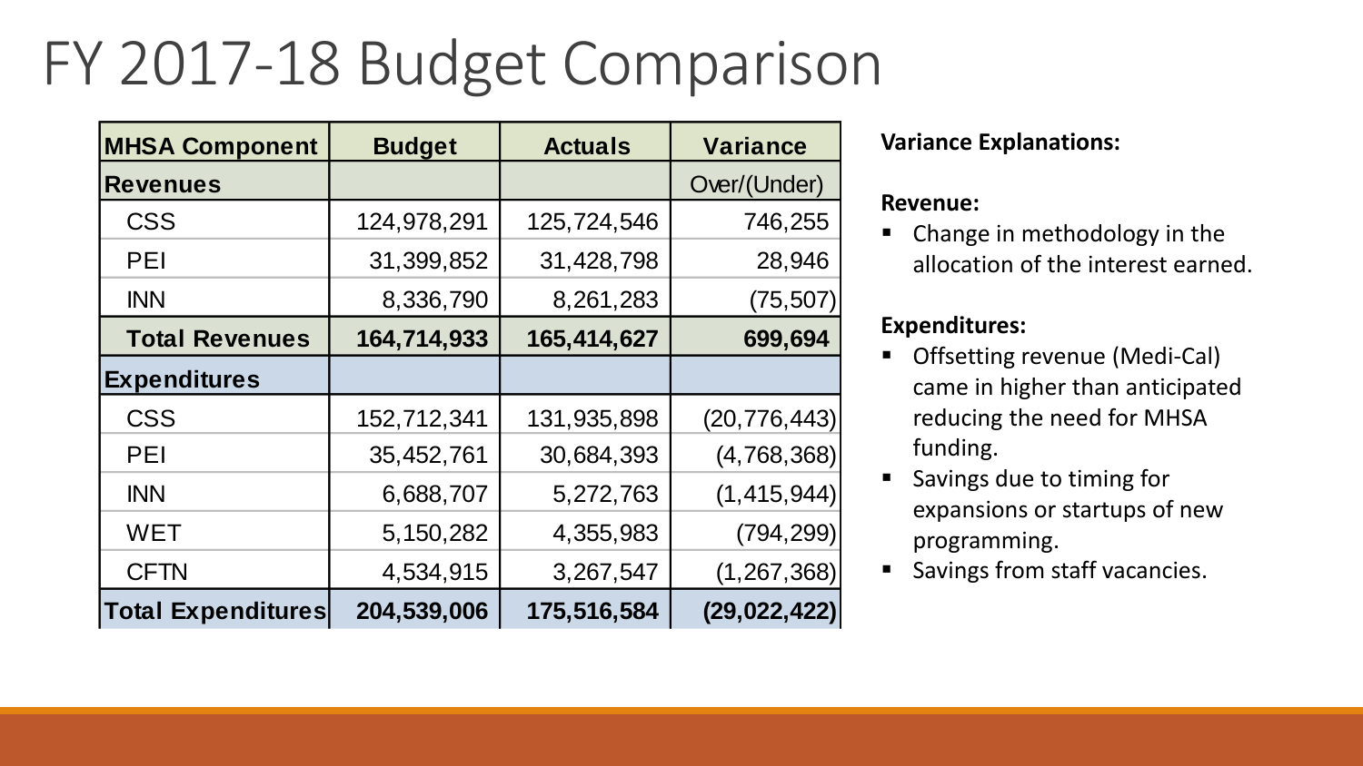# FY 2017-18 Budget Comparison

| MHSA Component | Budget | Actuals | Variance |
|---|---|---|---|
| **Revenues** | | | Over/(Under) |
| CSS | 124,978,291 | 125,724,546 | 746,255 |
| PEI | 31,399,852 | 31,428,798 | 28,946 |
| INN | 8,336,790 | 8,261,283 | (75,507) |
| **Total Revenues** | **164,714,933** | **165,414,627** | **699,694** |
| **Expenditures** | | | |
| CSS | 152,712,341 | 131,935,898 | (20,776,443) |
| PEI | 35,452,761 | 30,684,393 | (4,768,368) |
| INN | 6,688,707 | 5,272,763 | (1,415,944) |
| WET | 5,150,282 | 4,355,983 | (794,299) |
| CFTN | 4,534,915 | 3,267,547 | (1,267,368) |
| **Total Expenditures** | **204,539,006** | **175,516,584** | **(29,022,422)** |

**Variance Explanations:**

**Revenue:**

- Change in methodology in the allocation of the interest earned.

**Expenditures:**

- Offsetting revenue (Medi-Cal) came in higher than anticipated reducing the need for MHSA funding.
- Savings due to timing for expansions or startups of new programming.
- Savings from staff vacancies.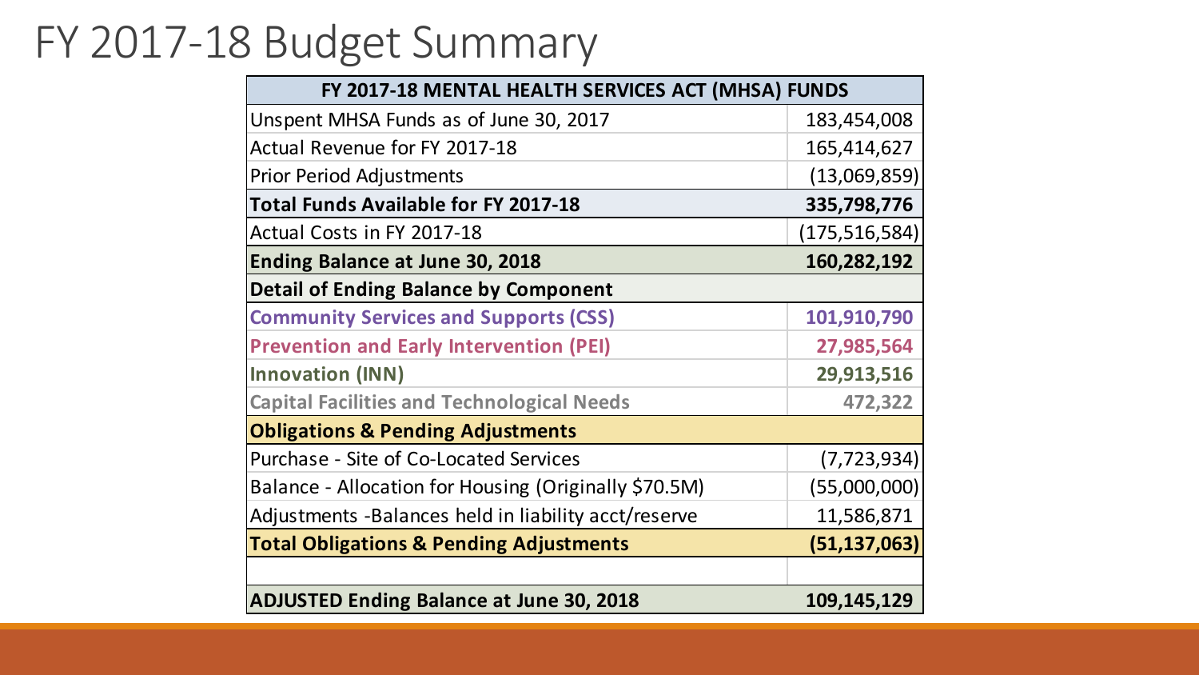# FY 2017-18 Budget Summary

| FY 2017-18 MENTAL HEALTH SERVICES ACT (MHSA) FUNDS | |
|---|---|
| Unspent MHSA Funds as of June 30, 2017 | 183,454,008 |
| Actual Revenue for FY 2017-18 | 165,414,627 |
| Prior Period Adjustments | (13,069,859) |
| **Total Funds Available for FY 2017-18** | **335,798,776** |
| Actual Costs in FY 2017-18 | (175,516,584) |
| **Ending Balance at June 30, 2018** | **160,282,192** |
| **Detail of Ending Balance by Component** | |
| **Community Services and Supports (CSS)** | **101,910,790** |
| **Prevention and Early Intervention (PEI)** | **27,985,564** |
| **Innovation (INN)** | **29,913,516** |
| **Capital Facilities and Technological Needs** | **472,322** |
| **Obligations & Pending Adjustments** | |
| Purchase - Site of Co-Located Services | (7,723,934) |
| Balance - Allocation for Housing (Originally $70.5M) | (55,000,000) |
| Adjustments -Balances held in liability acct/reserve | 11,586,871 |
| **Total Obligations & Pending Adjustments** | **(51,137,063)** |
| | |
| **ADJUSTED Ending Balance at June 30, 2018** | **109,145,129** |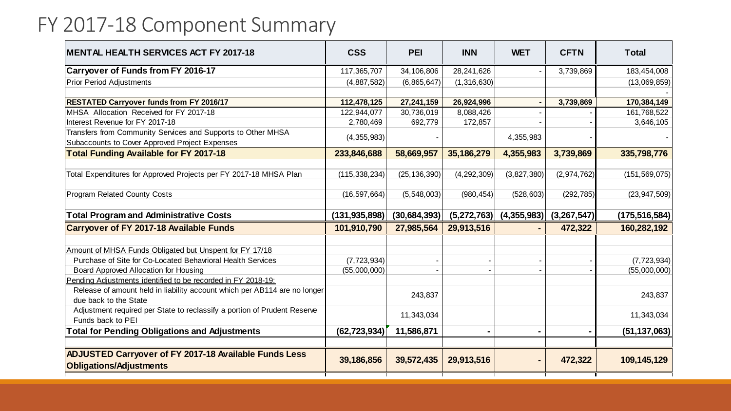# FY 2017-18 Component Summary

| MENTAL HEALTH SERVICES ACT FY 2017-18 | CSS | PEI | INN | WET | CFTN | Total |
|---|---|---|---|---|---|---|
| **Carryover of Funds from FY 2016-17** | 117,365,707 | 34,106,806 | 28,241,626 | - | 3,739,869 | 183,454,008 |
| Prior Period Adjustments | (4,887,582) | (6,865,647) | (1,316,630) | | | (13,069,859) |
| | | | | | | - |
| **RESTATED Carryover funds from FY 2016/17** | **112,478,125** | **27,241,159** | **26,924,996** | **-** | **3,739,869** | **170,384,149** |
| MHSA Allocation Received for FY 2017-18 | 122,944,077 | 30,736,019 | 8,088,426 | - | - | 161,768,522 |
| Interest Revenue for FY 2017-18 | 2,780,469 | 692,779 | 172,857 | - | - | 3,646,105 |
| Transfers from Community Services and Supports to Other MHSA Subaccounts to Cover Approved Project Expenses | (4,355,983) | - | | 4,355,983 | - | - |
| **Total Funding Available for FY 2017-18** | **233,846,688** | **58,669,957** | **35,186,279** | **4,355,983** | **3,739,869** | **335,798,776** |
| Total Expenditures for Approved Projects per FY 2017-18 MHSA Plan | (115,338,234) | (25,136,390) | (4,292,309) | (3,827,380) | (2,974,762) | (151,569,075) |
| Program Related County Costs | (16,597,664) | (5,548,003) | (980,454) | (528,603) | (292,785) | (23,947,509) |
| **Total Program and Administrative Costs** | **(131,935,898)** | **(30,684,393)** | **(5,272,763)** | **(4,355,983)** | **(3,267,547)** | **(175,516,584)** |
| **Carryover of FY 2017-18 Available Funds** | **101,910,790** | **27,985,564** | **29,913,516** | **-** | **472,322** | **160,282,192** |
| Amount of MHSA Funds Obligated but Unspent for FY 17/18 | | | | | | |
| Purchase of Site for Co-Located Behavioral Health Services | (7,723,934) | - | - | - | - | (7,723,934) |
| Board Approved Allocation for Housing | (55,000,000) | - | - | - | - | (55,000,000) |
| Pending Adjustments identified to be recorded in FY 2018-19: | | | | | | |
| Release of amount held in liability account which per AB114 are no longer due back to the State | | 243,837 | | | | 243,837 |
| Adjustment required per State to reclassify a portion of Prudent Reserve Funds back to PEI | | 11,343,034 | | | | 11,343,034 |
| **Total for Pending Obligations and Adjustments** | **(62,723,934)** | **11,586,871** | **-** | **-** | **-** | **(51,137,063)** |
| **ADJUSTED Carryover of FY 2017-18 Available Funds Less Obligations/Adjustments** | **39,186,856** | **39,572,435** | **29,913,516** | **-** | **472,322** | **109,145,129** |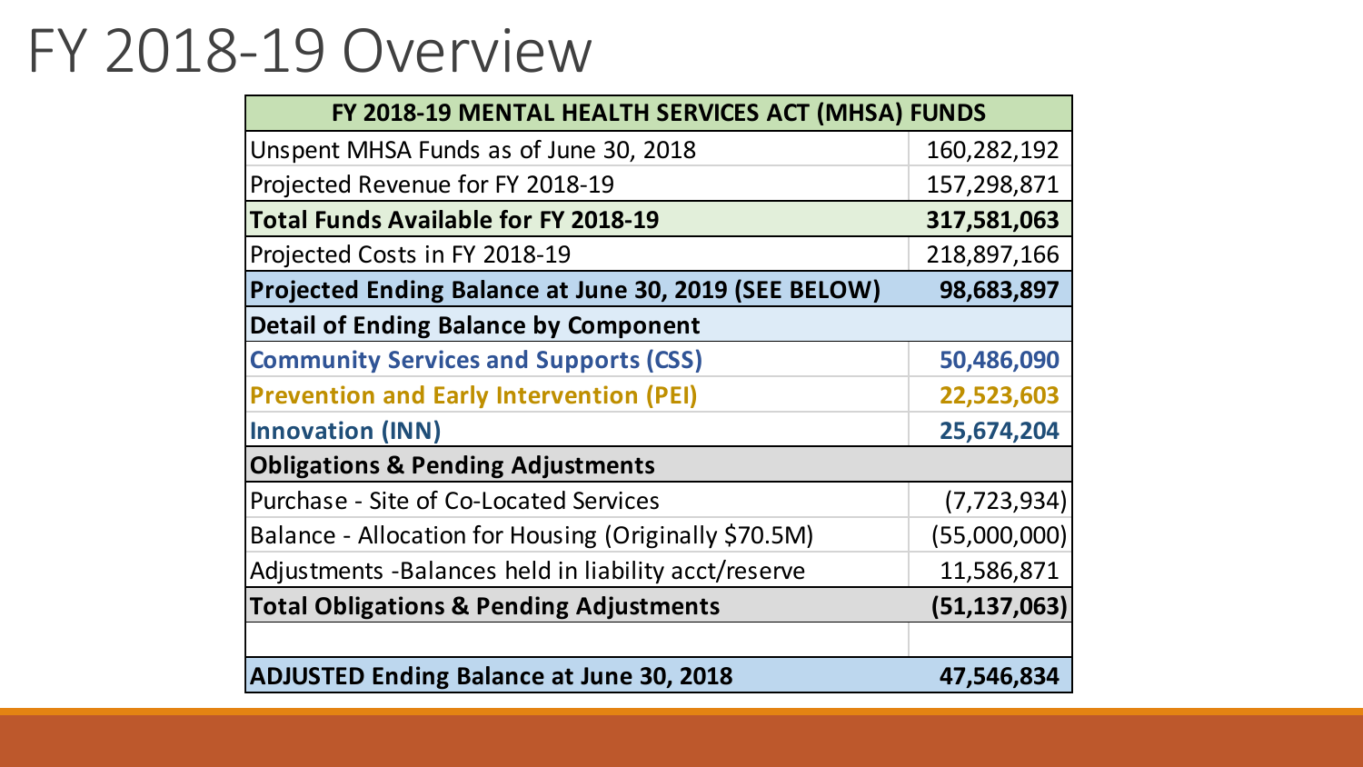# FY 2018-19 Overview

| FY 2018-19 MENTAL HEALTH SERVICES ACT (MHSA) FUNDS | |
|---|---|
| Unspent MHSA Funds as of June 30, 2018 | 160,282,192 |
| Projected Revenue for FY 2018-19 | 157,298,871 |
| **Total Funds Available for FY 2018-19** | **317,581,063** |
| Projected Costs in FY 2018-19 | 218,897,166 |
| **Projected Ending Balance at June 30, 2019 (SEE BELOW)** | **98,683,897** |
| **Detail of Ending Balance by Component** | |
| **Community Services and Supports (CSS)** | **50,486,090** |
| **Prevention and Early Intervention (PEI)** | **22,523,603** |
| **Innovation (INN)** | **25,674,204** |
| **Obligations & Pending Adjustments** | |
| Purchase - Site of Co-Located Services | (7,723,934) |
| Balance - Allocation for Housing (Originally $70.5M) | (55,000,000) |
| Adjustments -Balances held in liability acct/reserve | 11,586,871 |
| **Total Obligations & Pending Adjustments** | **(51,137,063)** |
| | |
| **ADJUSTED Ending Balance at June 30, 2018** | **47,546,834** |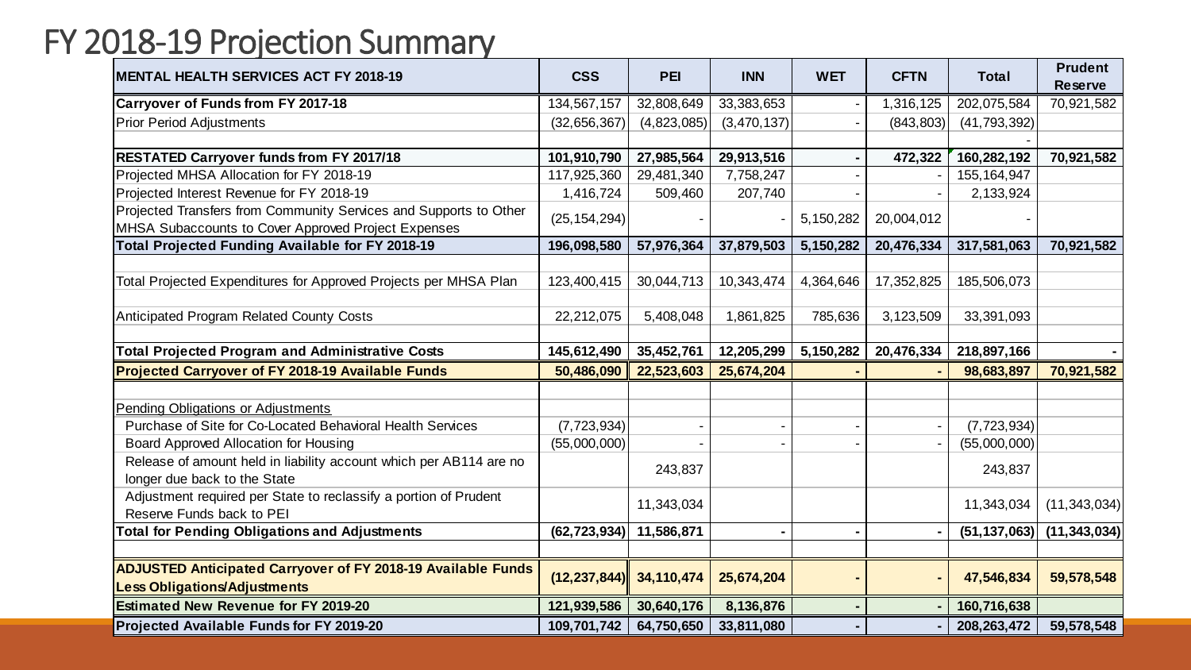# FY 2018-19 Projection Summary

| MENTAL HEALTH SERVICES ACT FY 2018-19 | CSS | PEI | INN | WET | CFTN | Total | Prudent Reserve |
|---|---|---|---|---|---|---|---|
| Carryover of Funds from FY 2017-18 | 134,567,157 | 32,808,649 | 33,383,653 | - | 1,316,125 | 202,075,584 | 70,921,582 |
| Prior Period Adjustments | (32,656,367) | (4,823,085) | (3,470,137) | - | (843,803) | (41,793,392) | |
| | | | | | | - | |
| **RESTATED Carryover funds from FY 2017/18** | **101,910,790** | **27,985,564** | **29,913,516** | **-** | **472,322** | **160,282,192** | **70,921,582** |
| Projected MHSA Allocation for FY 2018-19 | 117,925,360 | 29,481,340 | 7,758,247 | - | - | 155,164,947 | |
| Projected Interest Revenue for FY 2018-19 | 1,416,724 | 509,460 | 207,740 | - | - | 2,133,924 | |
| Projected Transfers from Community Services and Supports to Other MHSA Subaccounts to Cover Approved Project Expenses | (25,154,294) | - | - | 5,150,282 | 20,004,012 | - | |
| **Total Projected Funding Available for FY 2018-19** | **196,098,580** | **57,976,364** | **37,879,503** | **5,150,282** | **20,476,334** | **317,581,063** | **70,921,582** |
| | | | | | | | |
| Total Projected Expenditures for Approved Projects per MHSA Plan | 123,400,415 | 30,044,713 | 10,343,474 | 4,364,646 | 17,352,825 | 185,506,073 | |
| | | | | | | | |
| Anticipated Program Related County Costs | 22,212,075 | 5,408,048 | 1,861,825 | 785,636 | 3,123,509 | 33,391,093 | |
| | | | | | | | |
| **Total Projected Program and Administrative Costs** | **145,612,490** | **35,452,761** | **12,205,299** | **5,150,282** | **20,476,334** | **218,897,166** | **-** |
| **Projected Carryover of FY 2018-19 Available Funds** | **50,486,090** | **22,523,603** | **25,674,204** | **-** | **-** | **98,683,897** | **70,921,582** |
| | | | | | | | |
| Pending Obligations or Adjustments | | | | | | | |
| Purchase of Site for Co-Located Behavioral Health Services | (7,723,934) | - | - | - | - | (7,723,934) | |
| Board Approved Allocation for Housing | (55,000,000) | - | - | - | - | (55,000,000) | |
| Release of amount held in liability account which per AB114 are no longer due back to the State | | 243,837 | | | | 243,837 | |
| Adjustment required per State to reclassify a portion of Prudent Reserve Funds back to PEI | | 11,343,034 | | | | 11,343,034 | (11,343,034) |
| **Total for Pending Obligations and Adjustments** | **(62,723,934)** | **11,586,871** | **-** | **-** | **-** | **(51,137,063)** | **(11,343,034)** |
| | | | | | | | |
| **ADJUSTED Anticipated Carryover of FY 2018-19 Available Funds Less Obligations/Adjustments** | **(12,237,844)** | **34,110,474** | **25,674,204** | **-** | **-** | **47,546,834** | **59,578,548** |
| **Estimated New Revenue for FY 2019-20** | **121,939,586** | **30,640,176** | **8,136,876** | **-** | **-** | **160,716,638** | |
| **Projected Available Funds for FY 2019-20** | **109,701,742** | **64,750,650** | **33,811,080** | **-** | **-** | **208,263,472** | **59,578,548** |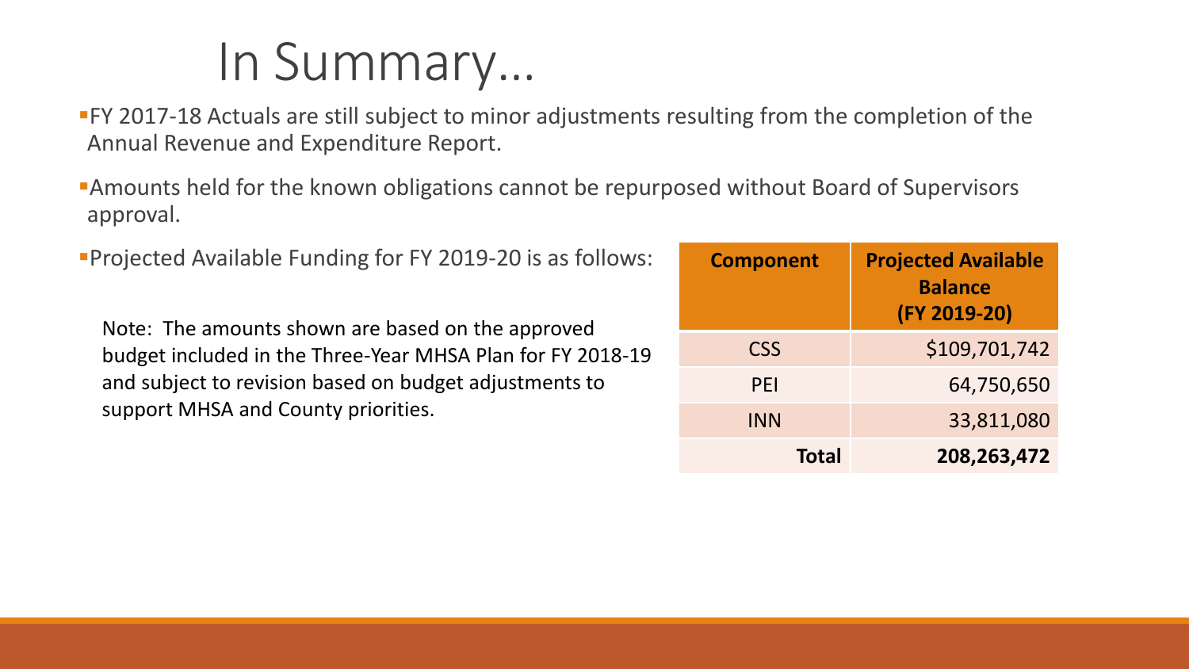# In Summary…

- FY 2017-18 Actuals are still subject to minor adjustments resulting from the completion of the Annual Revenue and Expenditure Report.
- Amounts held for the known obligations cannot be repurposed without Board of Supervisors approval.
- Projected Available Funding for FY 2019-20 is as follows:

Note: The amounts shown are based on the approved budget included in the Three-Year MHSA Plan for FY 2018-19 and subject to revision based on budget adjustments to support MHSA and County priorities.

| Component | Projected Available Balance (FY 2019-20) |
|---|---:|
| CSS | $109,701,742 |
| PEI | 64,750,650 |
| INN | 33,811,080 |
| **Total** | **208,263,472** |